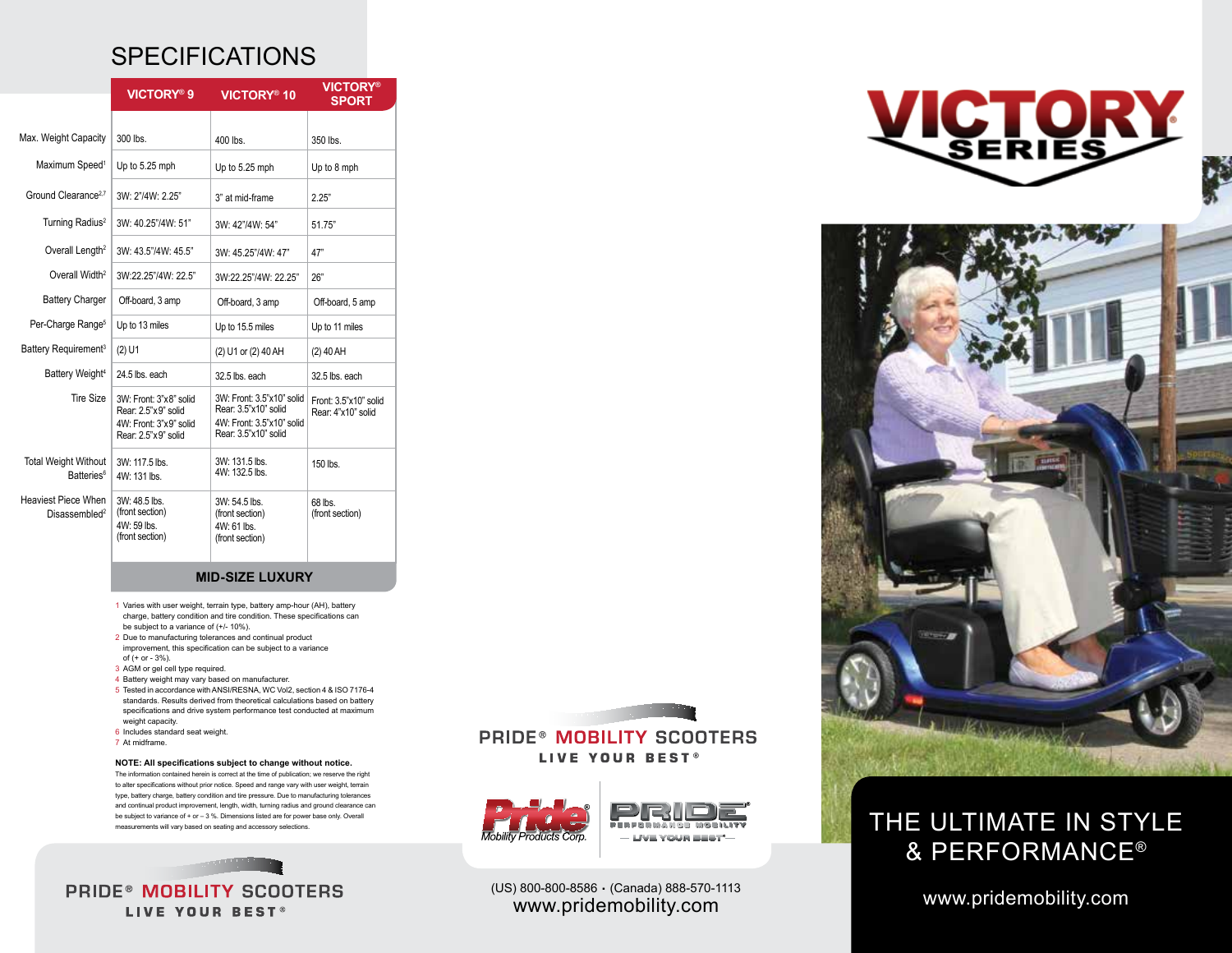# SPECIFICATIONS

| | VICTORY® 9 | VICTORY® 10 | VICTORY® SPORT |
|---|---|---|---|
| Max. Weight Capacity | 300 lbs. | 400 lbs. | 350 lbs. |
| Maximum Speed[1] | Up to 5.25 mph | Up to 5.25 mph | Up to 8 mph |
| Ground Clearance[2,7] | 3W: 2"/4W: 2.25" | 3" at mid-frame | 2.25" |
| Turning Radius[2] | 3W: 40.25"/4W: 51" | 3W: 42"/4W: 54" | 51.75" |
| Overall Length[2] | 3W: 43.5"/4W: 45.5" | 3W: 45.25"/4W: 47" | 47" |
| Overall Width[2] | 3W:22.25"/4W: 22.5" | 3W:22.25"/4W: 22.25" | 26" |
| Battery Charger | Off-board, 3 amp | Off-board, 3 amp | Off-board, 5 amp |
| Per-Charge Range[5] | Up to 13 miles | Up to 15.5 miles | Up to 11 miles |
| Battery Requirement[3] | (2) U1 | (2) U1 or (2) 40 AH | (2) 40 AH |
| Battery Weight[4] | 24.5 lbs. each | 32.5 lbs. each | 32.5 lbs. each |
| Tire Size | 3W: Front: 3"x8" solid Rear: 2.5"x9" solid 4W: Front: 3"x9" solid Rear: 2.5"x9" solid | 3W: Front: 3.5"x10" solid Rear: 3.5"x10" solid 4W: Front: 3.5"x10" solid Rear: 3.5"x10" solid | Front: 3.5"x10" solid Rear: 4"x10" solid |
| Total Weight Without Batteries[6] | 3W: 117.5 lbs. 4W: 131 lbs. | 3W: 131.5 lbs. 4W: 132.5 lbs. | 150 lbs. |
| Heaviest Piece When Disassembled[2] | 3W: 48.5 lbs. (front section) 4W: 59 lbs. (front section) | 3W: 54.5 lbs. (front section) 4W: 61 lbs. (front section) | 68 lbs. (front section) |
| | MID-SIZE LUXURY | | |

1 Varies with user weight, terrain type, battery amp-hour (AH), battery charge, battery condition and tire condition. These specifications can be subject to a variance of (+/- 10%).
2 Due to manufacturing tolerances and continual product improvement, this specification can be subject to a variance of (+ or - 3%).
3 AGM or gel cell type required.
4 Battery weight may vary based on manufacturer.
5 Tested in accordance with ANSI/RESNA, WC Vol2, section 4 & ISO 7176-4 standards. Results derived from theoretical calculations based on battery specifications and drive system performance test conducted at maximum weight capacity.
6 Includes standard seat weight.
7 At midframe.

**NOTE: All specifications subject to change without notice.**
The information contained herein is correct at the time of publication; we reserve the right to alter specifications without prior notice. Speed and range vary with user weight, terrain type, battery charge, battery condition and tire pressure. Due to manufacturing tolerances and continual product improvement, length, width, turning radius and ground clearance can be subject to variance of + or – 3 %. Dimensions listed are for power base only. Overall measurements will vary based on seating and accessory selections.

PRIDE® MOBILITY SCOOTERS
LIVE YOUR BEST®

PRIDE® MOBILITY SCOOTERS
LIVE YOUR BEST®

Pride® Mobility Products Corp.

PRIDE® PERFORMANCE MOBILITY — LIVE YOUR BEST® —

(US) 800-800-8586 • (Canada) 888-570-1113
www.pridemobility.com

# VICTORY® SERIES

## THE ULTIMATE IN STYLE & PERFORMANCE®

www.pridemobility.com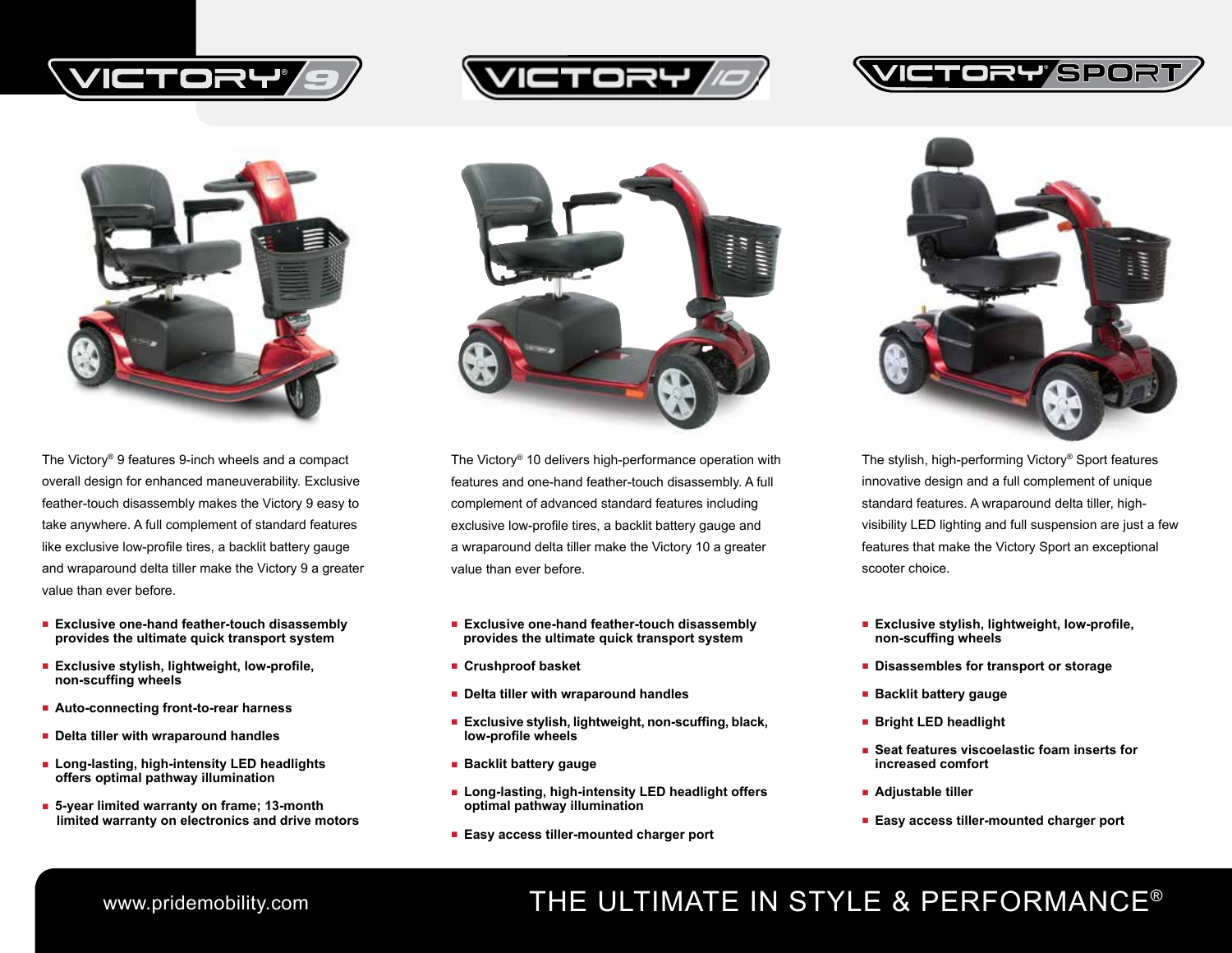## VICTORY® 9

The Victory® 9 features 9-inch wheels and a compact overall design for enhanced maneuverability. Exclusive feather-touch disassembly makes the Victory 9 easy to take anywhere. A full complement of standard features like exclusive low-profile tires, a backlit battery gauge and wraparound delta tiller make the Victory 9 a greater value than ever before.

- **Exclusive one-hand feather-touch disassembly provides the ultimate quick transport system**
- **Exclusive stylish, lightweight, low-profile, non-scuffing wheels**
- **Auto-connecting front-to-rear harness**
- **Delta tiller with wraparound handles**
- **Long-lasting, high-intensity LED headlights offers optimal pathway illumination**
- **5-year limited warranty on frame; 13-month limited warranty on electronics and drive motors**

## VICTORY 10

The Victory® 10 delivers high-performance operation with features and one-hand feather-touch disassembly. A full complement of advanced standard features including exclusive low-profile tires, a backlit battery gauge and a wraparound delta tiller make the Victory 10 a greater value than ever before.

- **Exclusive one-hand feather-touch disassembly provides the ultimate quick transport system**
- **Crushproof basket**
- **Delta tiller with wraparound handles**
- **Exclusive stylish, lightweight, non-scuffing, black, low-profile wheels**
- **Backlit battery gauge**
- **Long-lasting, high-intensity LED headlight offers optimal pathway illumination**
- **Easy access tiller-mounted charger port**

## VICTORY® SPORT

The stylish, high-performing Victory® Sport features innovative design and a full complement of unique standard features. A wraparound delta tiller, high-visibility LED lighting and full suspension are just a few features that make the Victory Sport an exceptional scooter choice.

- **Exclusive stylish, lightweight, low-profile, non-scuffing wheels**
- **Disassembles for transport or storage**
- **Backlit battery gauge**
- **Bright LED headlight**
- **Seat features viscoelastic foam inserts for increased comfort**
- **Adjustable tiller**
- **Easy access tiller-mounted charger port**

www.pridemobility.com

THE ULTIMATE IN STYLE & PERFORMANCE®